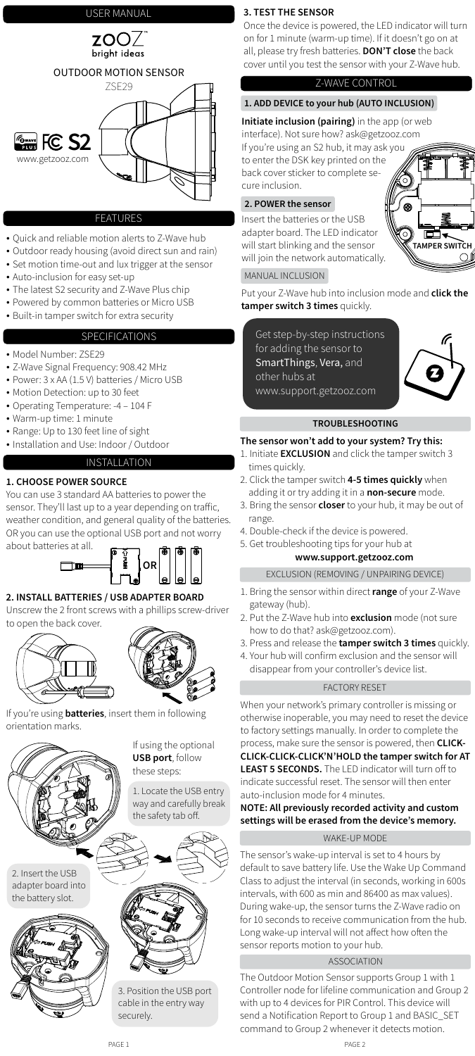USER MANUAL

# ZOOZ bright ideas

## OUTDOOR MOTION SENSOR

ZSE29

www.getzooz.com

## FEATURES

- Quick and reliable motion alerts to Z-Wave hub
- Outdoor ready housing (avoid direct sun and rain)
- Set motion time-out and lux trigger at the sensor
- Auto-inclusion for easy set-up
- The latest S2 security and Z-Wave Plus chip
- Powered by common batteries or Micro USB
- Built-in tamper switch for extra security

## SPECIFICATIONS

- Model Number: ZSE29
- Z-Wave Signal Frequency: 908.42 MHz
- Power: 3 x AA (1.5 V) batteries / Micro USB
- Motion Detection: up to 30 feet
- Operating Temperature: -4 – 104 F
- Warm-up time: 1 minute
- Range: Up to 130 feet line of sight
- Installation and Use: Indoor / Outdoor

## INSTALLATION

### 1. CHOOSE POWER SOURCE

You can use 3 standard AA batteries to power the sensor. They'll last up to a year depending on traffic, weather condition, and general quality of the batteries. OR you can use the optional USB port and not worry about batteries at all.

OR

### 2. INSTALL BATTERIES / USB ADAPTER BOARD

Unscrew the 2 front screws with a phillips screw-driver to open the back cover.

If you're using **batteries**, insert them in following orientation marks.

If using the optional **USB port**, follow these steps:

1. Locate the USB entry way and carefully break the safety tab off.

2. Insert the USB adapter board into the battery slot.

3. Position the USB port cable in the entry way securely.

### 3. TEST THE SENSOR

Once the device is powered, the LED indicator will turn on for 1 minute (warm-up time). If it doesn't go on at all, please try fresh batteries. **DON'T close** the back cover until you test the sensor with your Z-Wave hub.

## Z-WAVE CONTROL

### 1. ADD DEVICE to your hub (AUTO INCLUSION)

**Initiate inclusion (pairing)** in the app (or web interface). Not sure how? ask@getzooz.com

If you're using an S2 hub, it may ask you to enter the DSK key printed on the back cover sticker to complete secure inclusion.

### 2. POWER the sensor

Insert the batteries or the USB adapter board. The LED indicator will start blinking and the sensor will join the network automatically.

TAMPER SWITCH

MANUAL INCLUSION

Put your Z-Wave hub into inclusion mode and **click the tamper switch 3 times** quickly.

Get step-by-step instructions for adding the sensor to SmartThings, Vera, and other hubs at www.support.getzooz.com

## TROUBLESHOOTING

**The sensor won't add to your system? Try this:**

1. Initiate **EXCLUSION** and click the tamper switch 3 times quickly.
2. Click the tamper switch **4-5 times quickly** when adding it or try adding it in a **non-secure** mode.
3. Bring the sensor **closer** to your hub, it may be out of range.
4. Double-check if the device is powered.
5. Get troubleshooting tips for your hub at **www.support.getzooz.com**

## EXCLUSION (REMOVING / UNPAIRING DEVICE)

1. Bring the sensor within direct **range** of your Z-Wave gateway (hub).
2. Put the Z-Wave hub into **exclusion** mode (not sure how to do that? ask@getzooz.com).
3. Press and release the **tamper switch 3 times** quickly.
4. Your hub will confirm exclusion and the sensor will disappear from your controller's device list.

## FACTORY RESET

When your network's primary controller is missing or otherwise inoperable, you may need to reset the device to factory settings manually. In order to complete the process, make sure the sensor is powered, then **CLICK-CLICK-CLICK-CLICK'N'HOLD the tamper switch for AT LEAST 5 SECONDS.** The LED indicator will turn off to indicate successful reset. The sensor will then enter auto-inclusion mode for 4 minutes.

**NOTE: All previously recorded activity and custom settings will be erased from the device's memory.**

## WAKE-UP MODE

The sensor's wake-up interval is set to 4 hours by default to save battery life. Use the Wake Up Command Class to adjust the interval (in seconds, working in 600s intervals, with 600 as min and 86400 as max values). During wake-up, the sensor turns the Z-Wave radio on for 10 seconds to receive communication from the hub. Long wake-up interval will not affect how often the sensor reports motion to your hub.

## ASSOCIATION

The Outdoor Motion Sensor supports Group 1 with 1 Controller node for lifeline communication and Group 2 with up to 4 devices for PIR Control. This device will send a Notification Report to Group 1 and BASIC_SET command to Group 2 whenever it detects motion.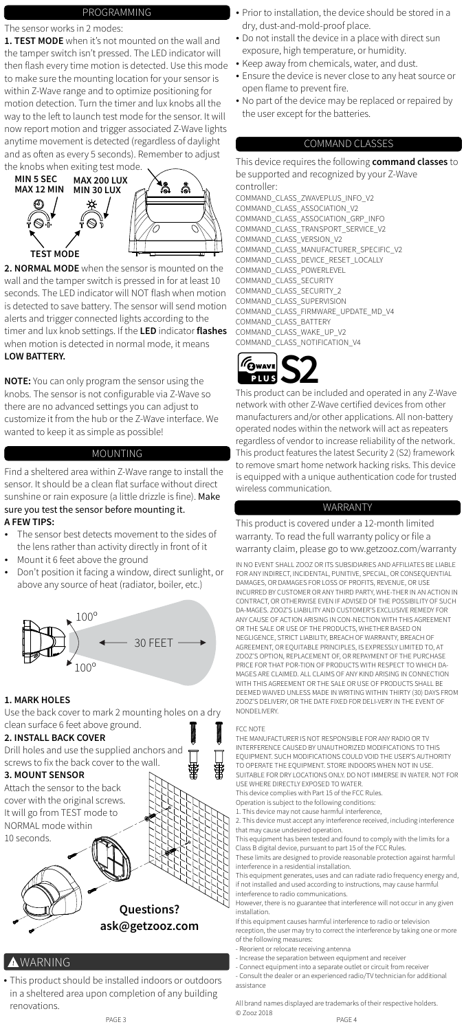## PROGRAMMING

The sensor works in 2 modes:

**1. TEST MODE** when it's not mounted on the wall and the tamper switch isn't pressed. The LED indicator will then flash every time motion is detected. Use this mode to make sure the mounting location for your sensor is within Z-Wave range and to optimize positioning for motion detection. Turn the timer and lux knobs all the way to the left to launch test mode for the sensor. It will now report motion and trigger associated Z-Wave lights anytime movement is detected (regardless of daylight and as often as every 5 seconds). Remember to adjust the knobs when exiting test mode.

**MIN 5 SEC**
**MAX 12 MIN**
**MAX 200 LUX**
**MIN 30 LUX**
**TEST MODE**

**2. NORMAL MODE** when the sensor is mounted on the wall and the tamper switch is pressed in for at least 10 seconds. The LED indicator will NOT flash when motion is detected to save battery. The sensor will send motion alerts and trigger connected lights according to the timer and lux knob settings. If the **LED** indicator **flashes** when motion is detected in normal mode, it means **LOW BATTERY.**

**NOTE:** You can only program the sensor using the knobs. The sensor is not configurable via Z-Wave so there are no advanced settings you can adjust to customize it from the hub or the Z-Wave interface. We wanted to keep it as simple as possible!

## MOUNTING

Find a sheltered area within Z-Wave range to install the sensor. It should be a clean flat surface without direct sunshine or rain exposure (a little drizzle is fine). Make sure you test the sensor before mounting it.

**A FEW TIPS:**

- The sensor best detects movement to the sides of the lens rather than activity directly in front of it
- Mount it 6 feet above the ground
- Don't position it facing a window, direct sunlight, or above any source of heat (radiator, boiler, etc.)

100°
30 FEET
100°

**1. MARK HOLES**

Use the back cover to mark 2 mounting holes on a dry clean surface 6 feet above ground.

**2. INSTALL BACK COVER**

Drill holes and use the supplied anchors and screws to fix the back cover to the wall.

**3. MOUNT SENSOR**

Attach the sensor to the back cover with the original screws. It will go from TEST mode to NORMAL mode within 10 seconds.

**Questions? ask@getzooz.com**

## ⚠ WARNING

- This product should be installed indoors or outdoors in a sheltered area upon completion of any building renovations.
- Prior to installation, the device should be stored in a dry, dust-and-mold-proof place.
- Do not install the device in a place with direct sun exposure, high temperature, or humidity.
- Keep away from chemicals, water, and dust.
- Ensure the device is never close to any heat source or open flame to prevent fire.
- No part of the device may be replaced or repaired by the user except for the batteries.

## COMMAND CLASSES

This device requires the following **command classes** to be supported and recognized by your Z-Wave controller:

COMMAND_CLASS_ZWAVEPLUS_INFO_V2
COMMAND_CLASS_ASSOCIATION_V2
COMMAND_CLASS_ASSOCIATION_GRP_INFO
COMMAND_CLASS_TRANSPORT_SERVICE_V2
COMMAND_CLASS_VERSION_V2
COMMAND_CLASS_MANUFACTURER_SPECIFIC_V2
COMMAND_CLASS_DEVICE_RESET_LOCALLY
COMMAND_CLASS_POWERLEVEL
COMMAND_CLASS_SECURITY
COMMAND_CLASS_SECURITY_2
COMMAND_CLASS_SUPERVISION
COMMAND_CLASS_FIRMWARE_UPDATE_MD_V4
COMMAND_CLASS_BATTERY
COMMAND_CLASS_WAKE_UP_V2
COMMAND_CLASS_NOTIFICATION_V4

S2

This product can be included and operated in any Z-Wave network with other Z-Wave certified devices from other manufacturers and/or other applications. All non-battery operated nodes within the network will act as repeaters regardless of vendor to increase reliability of the network. This product features the latest Security 2 (S2) framework to remove smart home network hacking risks. This device is equipped with a unique authentication code for trusted wireless communication.

## WARRANTY

This product is covered under a 12-month limited warranty. To read the full warranty policy or file a warranty claim, please go to ww.getzooz.com/warranty

IN NO EVENT SHALL ZOOZ OR ITS SUBSIDIARIES AND AFFILIATES BE LIABLE FOR ANY INDIRECT, INCIDENTAL, PUNITIVE, SPECIAL, OR CONSEQUENTIAL DAMAGES, OR DAMAGES FOR LOSS OF PROFITS, REVENUE, OR USE INCURRED BY CUSTOMER OR ANY THIRD PARTY, WHE-THER IN AN ACTION IN CONTRACT, OR OTHERWISE EVEN IF ADVISED OF THE POSSIBILITY OF SUCH DA-MAGES. ZOOZ'S LIABILITY AND CUSTOMER'S EXCLUSIVE REMEDY FOR ANY CAUSE OF ACTION ARISING IN CON-NECTION WITH THIS AGREEMENT OR THE SALE OR USE OF THE PRODUCTS, WHETHER BASED ON NEGLIGENCE, STRICT LIABILITY, BREACH OF WARRANTY, BREACH OF AGREEMENT, OR EQUITABLE PRINCIPLES, IS EXPRESSLY LIMITED TO, AT ZOOZ'S OPTION, REPLACEMENT OF, OR REPAYMENT OF THE PURCHASE PRICE FOR THAT POR-TION OF PRODUCTS WITH RESPECT TO WHICH DA-MAGES ARE CLAIMED. ALL CLAIMS OF ANY KIND ARISING IN CONNECTION WITH THIS AGREEMENT OR THE SALE OR USE OF PRODUCTS SHALL BE DEEMED WAIVED UNLESS MADE IN WRITING WITHIN THIRTY (30) DAYS FROM ZOOZ'S DELIVERY, OR THE DATE FIXED FOR DELI-VERY IN THE EVENT OF NONDELIVERY.

FCC NOTE

THE MANUFACTURER IS NOT RESPONSIBLE FOR ANY RADIO OR TV INTERFERENCE CAUSED BY UNAUTHORIZED MODIFICATIONS TO THIS EQUIPMENT. SUCH MODIFICATIONS COULD VOID THE USER'S AUTHORITY TO OPERATE THE EQUIPMENT. STORE INDOORS WHEN NOT IN USE. SUITABLE FOR DRY LOCATIONS ONLY. DO NOT IMMERSE IN WATER. NOT FOR USE WHERE DIRECTLY EXPOSED TO WATER.

This device complies with Part 15 of the FCC Rules.
Operation is subject to the following conditions:
1. This device may not cause harmful interference,
2. This device must accept any interference received, including interference that may cause undesired operation.
This equipment has been tested and found to comply with the limits for a Class B digital device, pursuant to part 15 of the FCC Rules.
These limits are designed to provide reasonable protection against harmful interference in a residential installation.
This equipment generates, uses and can radiate radio frequency energy and, if not installed and used according to instructions, may cause harmful interference to radio communications.
However, there is no guarantee that interference will not occur in any given installation.
If this equipment causes harmful interference to radio or television reception, the user may try to correct the interference by taking one or more of the following measures:
- Reorient or relocate receiving antenna
- Increase the separation between equipment and receiver
- Connect equipment into a separate outlet or circuit from receiver
- Consult the dealer or an experienced radio/TV technician for additional assistance

All brand names displayed are trademarks of their respective holders.
© Zooz 2018